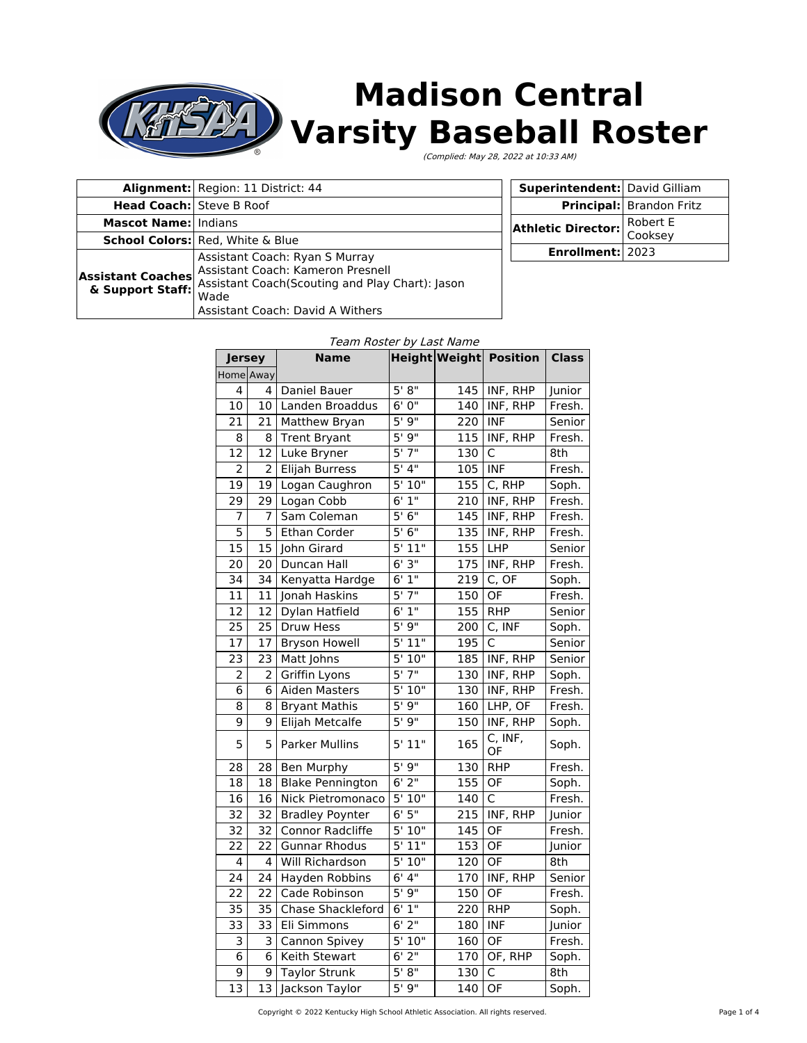# Madison Central Varsity Baseball Roster

*(Complied: May 28, 2022 at 10:33 AM)*

| | |
|---|---|
| **Alignment:** | Region: 11 District: 44 |
| **Head Coach:** | Steve B Roof |
| **Mascot Name:** | Indians |
| **School Colors:** | Red, White & Blue |
| **Assistant Coaches & Support Staff:** | Assistant Coach: Ryan S Murray<br>Assistant Coach: Kameron Presnell<br>Assistant Coach(Scouting and Play Chart): Jason Wade<br>Assistant Coach: David A Withers |

| | |
|---|---|
| **Superintendent:** | David Gilliam |
| **Principal:** | Brandon Fritz |
| **Athletic Director:** | Robert E Cooksey |
| **Enrollment:** | 2023 |

*Team Roster by Last Name*

| Jersey | | Name | Height | Weight | Position | Class |
|---|---|---|---|---|---|---|
| Home | Away | | | | | |
| 4 | 4 | Daniel Bauer | 5' 8" | 145 | INF, RHP | Junior |
| 10 | 10 | Landen Broaddus | 6' 0" | 140 | INF, RHP | Fresh. |
| 21 | 21 | Matthew Bryan | 5' 9" | 220 | INF | Senior |
| 8 | 8 | Trent Bryant | 5' 9" | 115 | INF, RHP | Fresh. |
| 12 | 12 | Luke Bryner | 5' 7" | 130 | C | 8th |
| 2 | 2 | Elijah Burress | 5' 4" | 105 | INF | Fresh. |
| 19 | 19 | Logan Caughron | 5' 10" | 155 | C, RHP | Soph. |
| 29 | 29 | Logan Cobb | 6' 1" | 210 | INF, RHP | Fresh. |
| 7 | 7 | Sam Coleman | 5' 6" | 145 | INF, RHP | Fresh. |
| 5 | 5 | Ethan Corder | 5' 6" | 135 | INF, RHP | Fresh. |
| 15 | 15 | John Girard | 5' 11" | 155 | LHP | Senior |
| 20 | 20 | Duncan Hall | 6' 3" | 175 | INF, RHP | Fresh. |
| 34 | 34 | Kenyatta Hardge | 6' 1" | 219 | C, OF | Soph. |
| 11 | 11 | Jonah Haskins | 5' 7" | 150 | OF | Fresh. |
| 12 | 12 | Dylan Hatfield | 6' 1" | 155 | RHP | Senior |
| 25 | 25 | Druw Hess | 5' 9" | 200 | C, INF | Soph. |
| 17 | 17 | Bryson Howell | 5' 11" | 195 | C | Senior |
| 23 | 23 | Matt Johns | 5' 10" | 185 | INF, RHP | Senior |
| 2 | 2 | Griffin Lyons | 5' 7" | 130 | INF, RHP | Soph. |
| 6 | 6 | Aiden Masters | 5' 10" | 130 | INF, RHP | Fresh. |
| 8 | 8 | Bryant Mathis | 5' 9" | 160 | LHP, OF | Fresh. |
| 9 | 9 | Elijah Metcalfe | 5' 9" | 150 | INF, RHP | Soph. |
| 5 | 5 | Parker Mullins | 5' 11" | 165 | C, INF, OF | Soph. |
| 28 | 28 | Ben Murphy | 5' 9" | 130 | RHP | Fresh. |
| 18 | 18 | Blake Pennington | 6' 2" | 155 | OF | Soph. |
| 16 | 16 | Nick Pietromonaco | 5' 10" | 140 | C | Fresh. |
| 32 | 32 | Bradley Poynter | 6' 5" | 215 | INF, RHP | Junior |
| 32 | 32 | Connor Radcliffe | 5' 10" | 145 | OF | Fresh. |
| 22 | 22 | Gunnar Rhodus | 5' 11" | 153 | OF | Junior |
| 4 | 4 | Will Richardson | 5' 10" | 120 | OF | 8th |
| 24 | 24 | Hayden Robbins | 6' 4" | 170 | INF, RHP | Senior |
| 22 | 22 | Cade Robinson | 5' 9" | 150 | OF | Fresh. |
| 35 | 35 | Chase Shackleford | 6' 1" | 220 | RHP | Soph. |
| 33 | 33 | Eli Simmons | 6' 2" | 180 | INF | Junior |
| 3 | 3 | Cannon Spivey | 5' 10" | 160 | OF | Fresh. |
| 6 | 6 | Keith Stewart | 6' 2" | 170 | OF, RHP | Soph. |
| 9 | 9 | Taylor Strunk | 5' 8" | 130 | C | 8th |
| 13 | 13 | Jackson Taylor | 5' 9" | 140 | OF | Soph. |

Copyright © 2022 Kentucky High School Athletic Association. All rights reserved.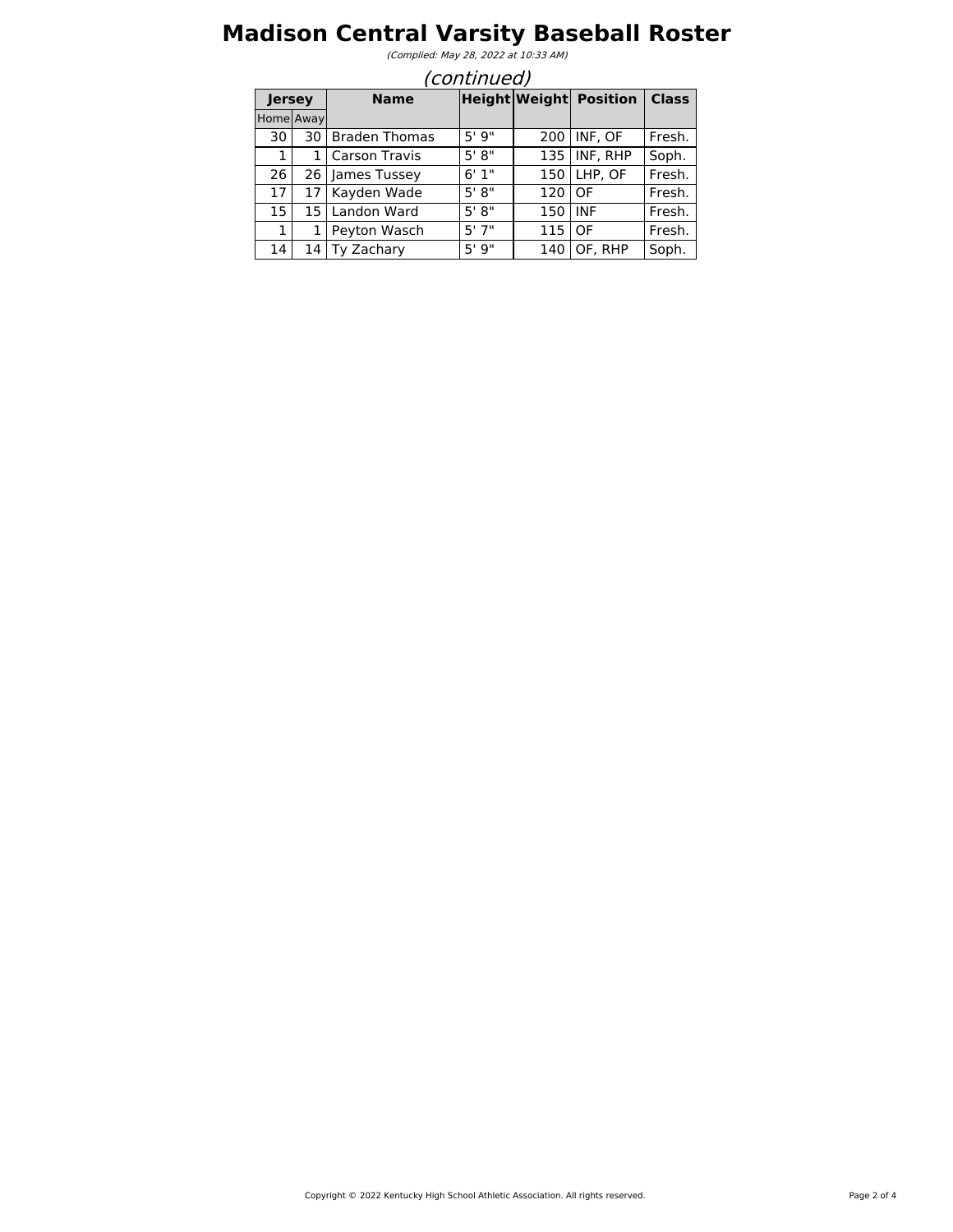# Madison Central Varsity Baseball Roster

*(Complied: May 28, 2022 at 10:33 AM)*

*(continued)*

| Jersey | | Name | Height | Weight | Position | Class |
|---|---|---|---|---|---|---|
| Home | Away | | | | | |
| 30 | 30 | Braden Thomas | 5' 9" | 200 | INF, OF | Fresh. |
| 1 | 1 | Carson Travis | 5' 8" | 135 | INF, RHP | Soph. |
| 26 | 26 | James Tussey | 6' 1" | 150 | LHP, OF | Fresh. |
| 17 | 17 | Kayden Wade | 5' 8" | 120 | OF | Fresh. |
| 15 | 15 | Landon Ward | 5' 8" | 150 | INF | Fresh. |
| 1 | 1 | Peyton Wasch | 5' 7" | 115 | OF | Fresh. |
| 14 | 14 | Ty Zachary | 5' 9" | 140 | OF, RHP | Soph. |

Copyright © 2022 Kentucky High School Athletic Association. All rights reserved.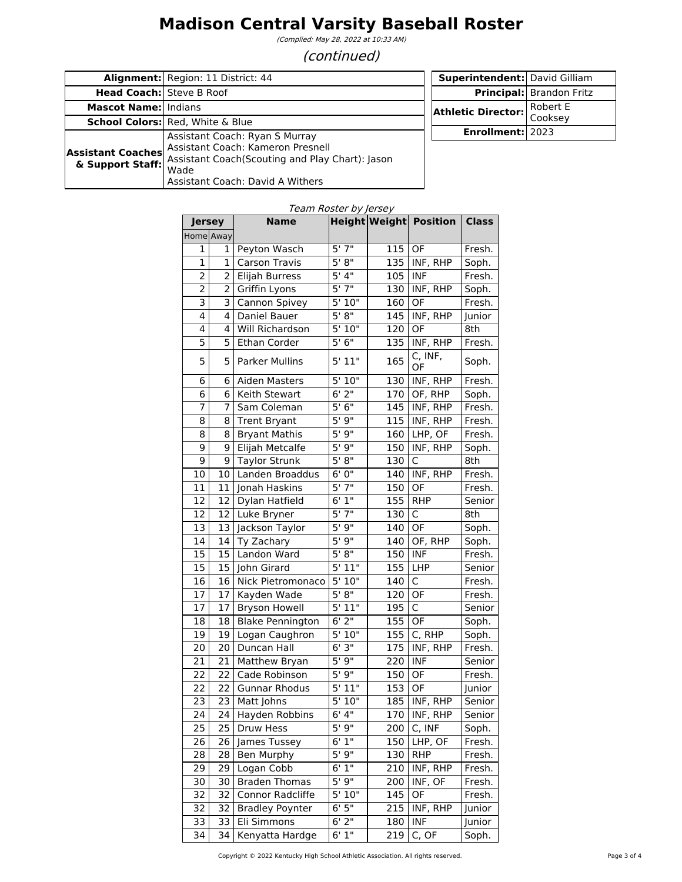# Madison Central Varsity Baseball Roster

*(Complied: May 28, 2022 at 10:33 AM)*

## *(continued)*

| | |
|---|---|
| **Alignment:** | Region: 11 District: 44 |
| **Head Coach:** | Steve B Roof |
| **Mascot Name:** | Indians |
| **School Colors:** | Red, White & Blue |
| **Assistant Coaches & Support Staff:** | Assistant Coach: Ryan S Murray<br>Assistant Coach: Kameron Presnell<br>Assistant Coach(Scouting and Play Chart): Jason Wade<br>Assistant Coach: David A Withers |

| | |
|---|---|
| **Superintendent:** | David Gilliam |
| **Principal:** | Brandon Fritz |
| **Athletic Director:** | Robert E Cooksey |
| **Enrollment:** | 2023 |

*Team Roster by Jersey*

| Jersey | | Name | Height | Weight | Position | Class |
|---|---|---|---|---|---|---|
| Home | Away | | | | | |
| 1 | 1 | Peyton Wasch | 5' 7" | 115 | OF | Fresh. |
| 1 | 1 | Carson Travis | 5' 8" | 135 | INF, RHP | Soph. |
| 2 | 2 | Elijah Burress | 5' 4" | 105 | INF | Fresh. |
| 2 | 2 | Griffin Lyons | 5' 7" | 130 | INF, RHP | Soph. |
| 3 | 3 | Cannon Spivey | 5' 10" | 160 | OF | Fresh. |
| 4 | 4 | Daniel Bauer | 5' 8" | 145 | INF, RHP | Junior |
| 4 | 4 | Will Richardson | 5' 10" | 120 | OF | 8th |
| 5 | 5 | Ethan Corder | 5' 6" | 135 | INF, RHP | Fresh. |
| 5 | 5 | Parker Mullins | 5' 11" | 165 | C, INF, OF | Soph. |
| 6 | 6 | Aiden Masters | 5' 10" | 130 | INF, RHP | Fresh. |
| 6 | 6 | Keith Stewart | 6' 2" | 170 | OF, RHP | Soph. |
| 7 | 7 | Sam Coleman | 5' 6" | 145 | INF, RHP | Fresh. |
| 8 | 8 | Trent Bryant | 5' 9" | 115 | INF, RHP | Fresh. |
| 8 | 8 | Bryant Mathis | 5' 9" | 160 | LHP, OF | Fresh. |
| 9 | 9 | Elijah Metcalfe | 5' 9" | 150 | INF, RHP | Soph. |
| 9 | 9 | Taylor Strunk | 5' 8" | 130 | C | 8th |
| 10 | 10 | Landen Broaddus | 6' 0" | 140 | INF, RHP | Fresh. |
| 11 | 11 | Jonah Haskins | 5' 7" | 150 | OF | Fresh. |
| 12 | 12 | Dylan Hatfield | 6' 1" | 155 | RHP | Senior |
| 12 | 12 | Luke Bryner | 5' 7" | 130 | C | 8th |
| 13 | 13 | Jackson Taylor | 5' 9" | 140 | OF | Soph. |
| 14 | 14 | Ty Zachary | 5' 9" | 140 | OF, RHP | Soph. |
| 15 | 15 | Landon Ward | 5' 8" | 150 | INF | Fresh. |
| 15 | 15 | John Girard | 5' 11" | 155 | LHP | Senior |
| 16 | 16 | Nick Pietromonaco | 5' 10" | 140 | C | Fresh. |
| 17 | 17 | Kayden Wade | 5' 8" | 120 | OF | Fresh. |
| 17 | 17 | Bryson Howell | 5' 11" | 195 | C | Senior |
| 18 | 18 | Blake Pennington | 6' 2" | 155 | OF | Soph. |
| 19 | 19 | Logan Caughron | 5' 10" | 155 | C, RHP | Soph. |
| 20 | 20 | Duncan Hall | 6' 3" | 175 | INF, RHP | Fresh. |
| 21 | 21 | Matthew Bryan | 5' 9" | 220 | INF | Senior |
| 22 | 22 | Cade Robinson | 5' 9" | 150 | OF | Fresh. |
| 22 | 22 | Gunnar Rhodus | 5' 11" | 153 | OF | Junior |
| 23 | 23 | Matt Johns | 5' 10" | 185 | INF, RHP | Senior |
| 24 | 24 | Hayden Robbins | 6' 4" | 170 | INF, RHP | Senior |
| 25 | 25 | Druw Hess | 5' 9" | 200 | C, INF | Soph. |
| 26 | 26 | James Tussey | 6' 1" | 150 | LHP, OF | Fresh. |
| 28 | 28 | Ben Murphy | 5' 9" | 130 | RHP | Fresh. |
| 29 | 29 | Logan Cobb | 6' 1" | 210 | INF, RHP | Fresh. |
| 30 | 30 | Braden Thomas | 5' 9" | 200 | INF, OF | Fresh. |
| 32 | 32 | Connor Radcliffe | 5' 10" | 145 | OF | Fresh. |
| 32 | 32 | Bradley Poynter | 6' 5" | 215 | INF, RHP | Junior |
| 33 | 33 | Eli Simmons | 6' 2" | 180 | INF | Junior |
| 34 | 34 | Kenyatta Hardge | 6' 1" | 219 | C, OF | Soph. |

Copyright © 2022 Kentucky High School Athletic Association. All rights reserved.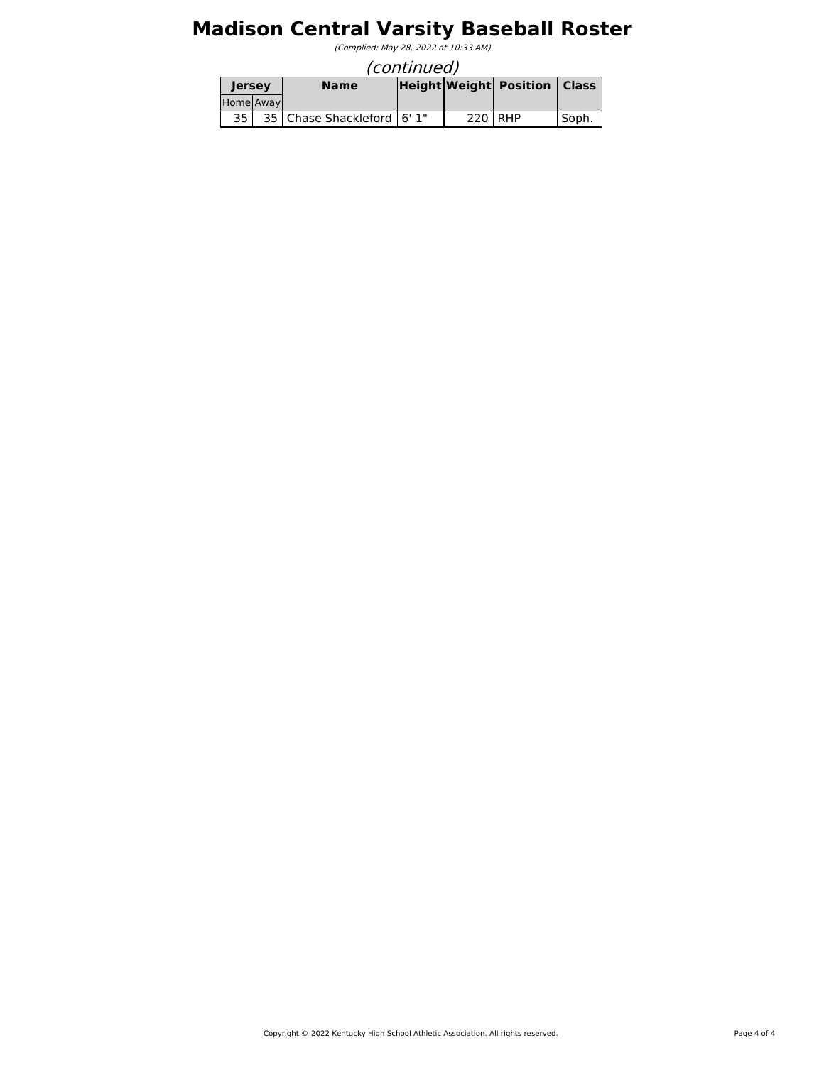# Madison Central Varsity Baseball Roster

*(Complied: May 28, 2022 at 10:33 AM)*

*(continued)*

| Jersey | | Name | Height | Weight | Position | Class |
|---|---|---|---|---|---|---|
| Home | Away | | | | | |
| 35 | 35 | Chase Shackleford | 6' 1" | 220 | RHP | Soph. |

Copyright © 2022 Kentucky High School Athletic Association. All rights reserved.